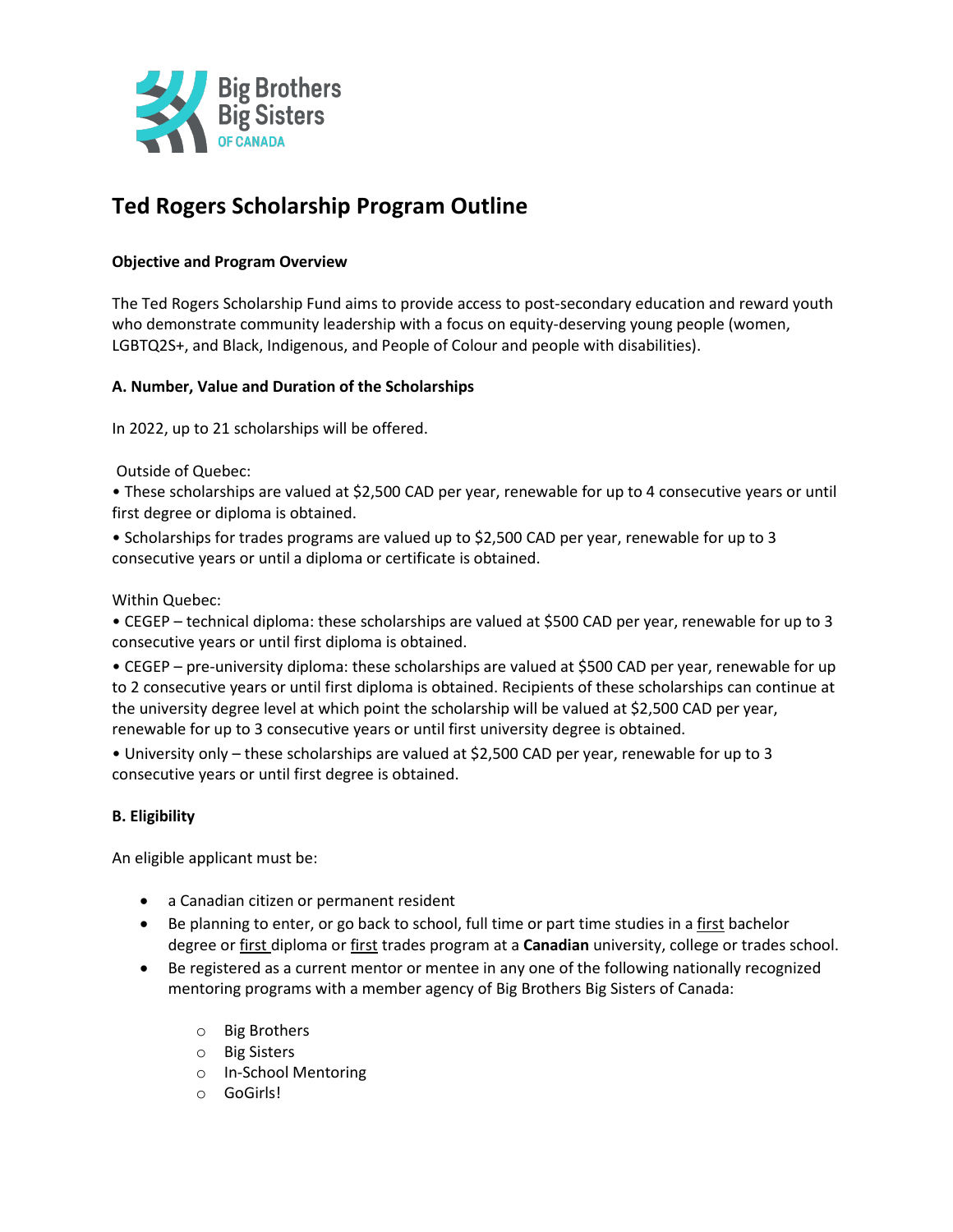# Ted Rogers Scholarship Program Outline

**Objective and Program Overview**

The Ted Rogers Scholarship Fund aims to provide access to post-secondary education and reward youth who demonstrate community leadership with a focus on equity-deserving young people (women, LGBTQ2S+, and Black, Indigenous, and People of Colour and people with disabilities).

**A. Number, Value and Duration of the Scholarships**

In 2022, up to 21 scholarships will be offered.

Outside of Quebec:

- These scholarships are valued at $2,500 CAD per year, renewable for up to 4 consecutive years or until first degree or diploma is obtained.
- Scholarships for trades programs are valued up to $2,500 CAD per year, renewable for up to 3 consecutive years or until a diploma or certificate is obtained.

Within Quebec:

- CEGEP – technical diploma: these scholarships are valued at $500 CAD per year, renewable for up to 3 consecutive years or until first diploma is obtained.
- CEGEP – pre-university diploma: these scholarships are valued at $500 CAD per year, renewable for up to 2 consecutive years or until first diploma is obtained. Recipients of these scholarships can continue at the university degree level at which point the scholarship will be valued at $2,500 CAD per year, renewable for up to 3 consecutive years or until first university degree is obtained.
- University only – these scholarships are valued at $2,500 CAD per year, renewable for up to 3 consecutive years or until first degree is obtained.

**B. Eligibility**

An eligible applicant must be:

- a Canadian citizen or permanent resident
- Be planning to enter, or go back to school, full time or part time studies in a first bachelor degree or first diploma or first trades program at a **Canadian** university, college or trades school.
- Be registered as a current mentor or mentee in any one of the following nationally recognized mentoring programs with a member agency of Big Brothers Big Sisters of Canada:
  - Big Brothers
  - Big Sisters
  - In-School Mentoring
  - GoGirls!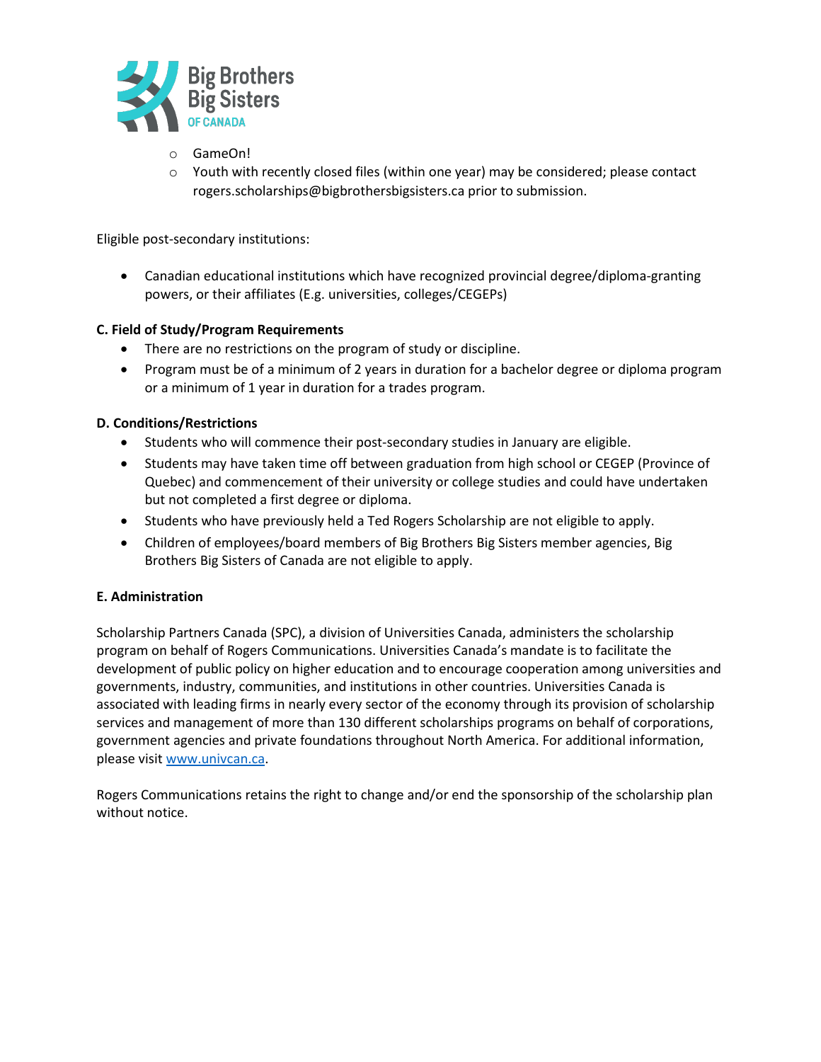- GameOn!
- Youth with recently closed files (within one year) may be considered; please contact rogers.scholarships@bigbrothersbigsisters.ca prior to submission.

Eligible post-secondary institutions:

- Canadian educational institutions which have recognized provincial degree/diploma-granting powers, or their affiliates (E.g. universities, colleges/CEGEPs)

**C. Field of Study/Program Requirements**

- There are no restrictions on the program of study or discipline.
- Program must be of a minimum of 2 years in duration for a bachelor degree or diploma program or a minimum of 1 year in duration for a trades program.

**D. Conditions/Restrictions**

- Students who will commence their post-secondary studies in January are eligible.
- Students may have taken time off between graduation from high school or CEGEP (Province of Quebec) and commencement of their university or college studies and could have undertaken but not completed a first degree or diploma.
- Students who have previously held a Ted Rogers Scholarship are not eligible to apply.
- Children of employees/board members of Big Brothers Big Sisters member agencies, Big Brothers Big Sisters of Canada are not eligible to apply.

**E. Administration**

Scholarship Partners Canada (SPC), a division of Universities Canada, administers the scholarship program on behalf of Rogers Communications. Universities Canada's mandate is to facilitate the development of public policy on higher education and to encourage cooperation among universities and governments, industry, communities, and institutions in other countries. Universities Canada is associated with leading firms in nearly every sector of the economy through its provision of scholarship services and management of more than 130 different scholarships programs on behalf of corporations, government agencies and private foundations throughout North America. For additional information, please visit [www.univcan.ca](http://www.univcan.ca).

Rogers Communications retains the right to change and/or end the sponsorship of the scholarship plan without notice.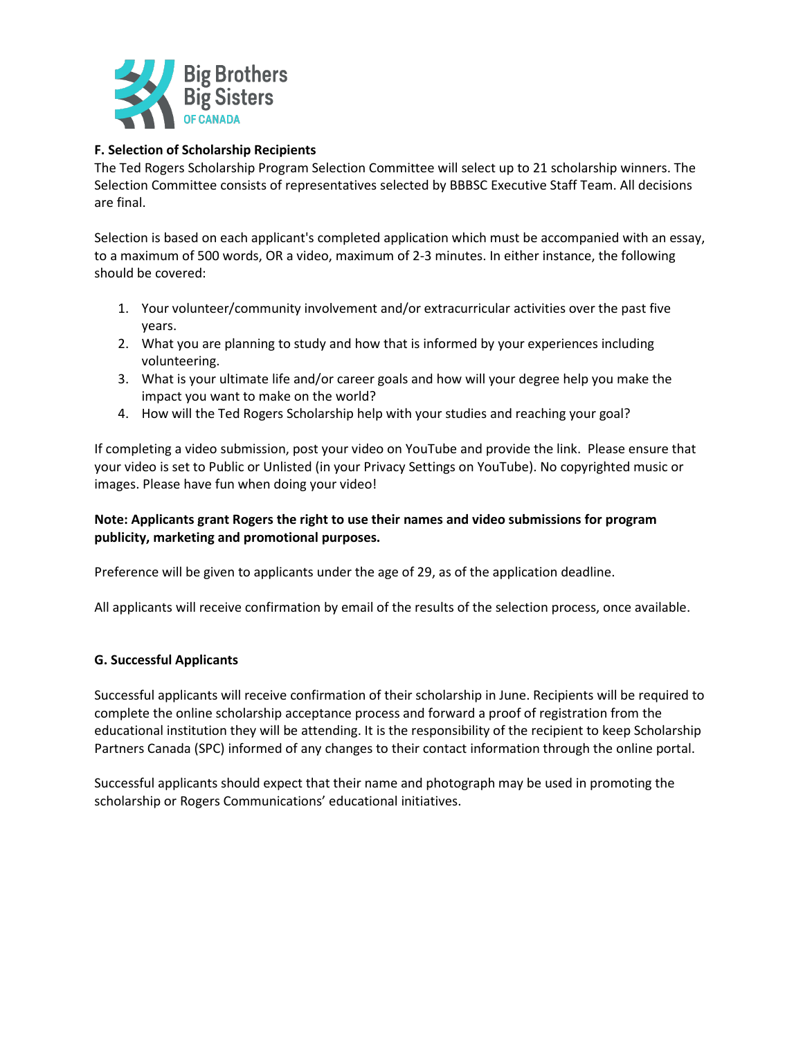### F. Selection of Scholarship Recipients

The Ted Rogers Scholarship Program Selection Committee will select up to 21 scholarship winners. The Selection Committee consists of representatives selected by BBBSC Executive Staff Team. All decisions are final.

Selection is based on each applicant's completed application which must be accompanied with an essay, to a maximum of 500 words, OR a video, maximum of 2-3 minutes. In either instance, the following should be covered:

1. Your volunteer/community involvement and/or extracurricular activities over the past five years.
2. What you are planning to study and how that is informed by your experiences including volunteering.
3. What is your ultimate life and/or career goals and how will your degree help you make the impact you want to make on the world?
4. How will the Ted Rogers Scholarship help with your studies and reaching your goal?

If completing a video submission, post your video on YouTube and provide the link. Please ensure that your video is set to Public or Unlisted (in your Privacy Settings on YouTube). No copyrighted music or images. Please have fun when doing your video!

**Note: Applicants grant Rogers the right to use their names and video submissions for program publicity, marketing and promotional purposes.**

Preference will be given to applicants under the age of 29, as of the application deadline.

All applicants will receive confirmation by email of the results of the selection process, once available.

### G. Successful Applicants

Successful applicants will receive confirmation of their scholarship in June. Recipients will be required to complete the online scholarship acceptance process and forward a proof of registration from the educational institution they will be attending. It is the responsibility of the recipient to keep Scholarship Partners Canada (SPC) informed of any changes to their contact information through the online portal.

Successful applicants should expect that their name and photograph may be used in promoting the scholarship or Rogers Communications' educational initiatives.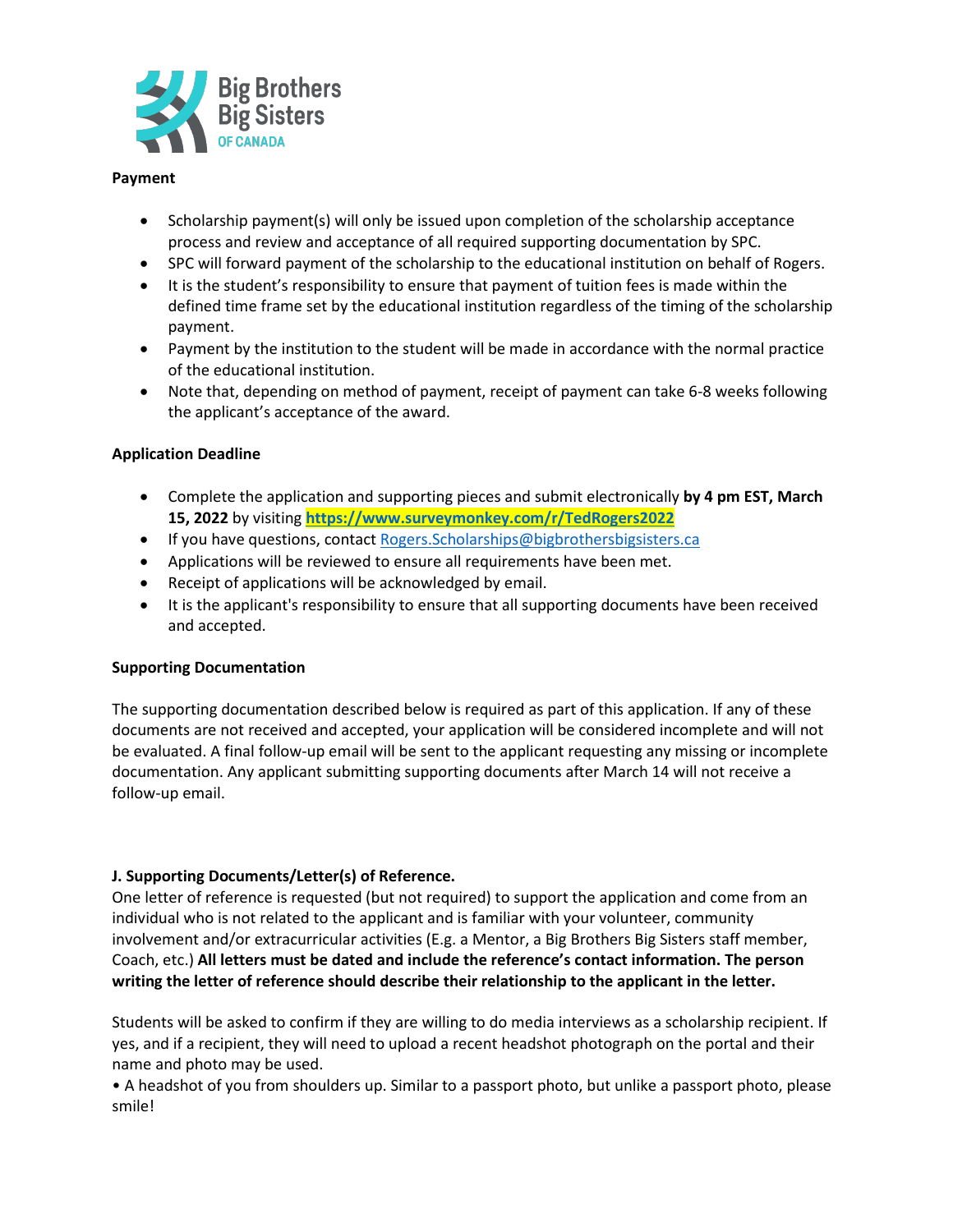**Payment**

- Scholarship payment(s) will only be issued upon completion of the scholarship acceptance process and review and acceptance of all required supporting documentation by SPC.
- SPC will forward payment of the scholarship to the educational institution on behalf of Rogers.
- It is the student's responsibility to ensure that payment of tuition fees is made within the defined time frame set by the educational institution regardless of the timing of the scholarship payment.
- Payment by the institution to the student will be made in accordance with the normal practice of the educational institution.
- Note that, depending on method of payment, receipt of payment can take 6-8 weeks following the applicant's acceptance of the award.

**Application Deadline**

- Complete the application and supporting pieces and submit electronically **by 4 pm EST, March 15, 2022** by visiting **https://www.surveymonkey.com/r/TedRogers2022**
- If you have questions, contact Rogers.Scholarships@bigbrothersbigsisters.ca
- Applications will be reviewed to ensure all requirements have been met.
- Receipt of applications will be acknowledged by email.
- It is the applicant's responsibility to ensure that all supporting documents have been received and accepted.

**Supporting Documentation**

The supporting documentation described below is required as part of this application. If any of these documents are not received and accepted, your application will be considered incomplete and will not be evaluated. A final follow-up email will be sent to the applicant requesting any missing or incomplete documentation. Any applicant submitting supporting documents after March 14 will not receive a follow-up email.

**J. Supporting Documents/Letter(s) of Reference.**

One letter of reference is requested (but not required) to support the application and come from an individual who is not related to the applicant and is familiar with your volunteer, community involvement and/or extracurricular activities (E.g. a Mentor, a Big Brothers Big Sisters staff member, Coach, etc.) **All letters must be dated and include the reference's contact information. The person writing the letter of reference should describe their relationship to the applicant in the letter.**

Students will be asked to confirm if they are willing to do media interviews as a scholarship recipient. If yes, and if a recipient, they will need to upload a recent headshot photograph on the portal and their name and photo may be used.

• A headshot of you from shoulders up. Similar to a passport photo, but unlike a passport photo, please smile!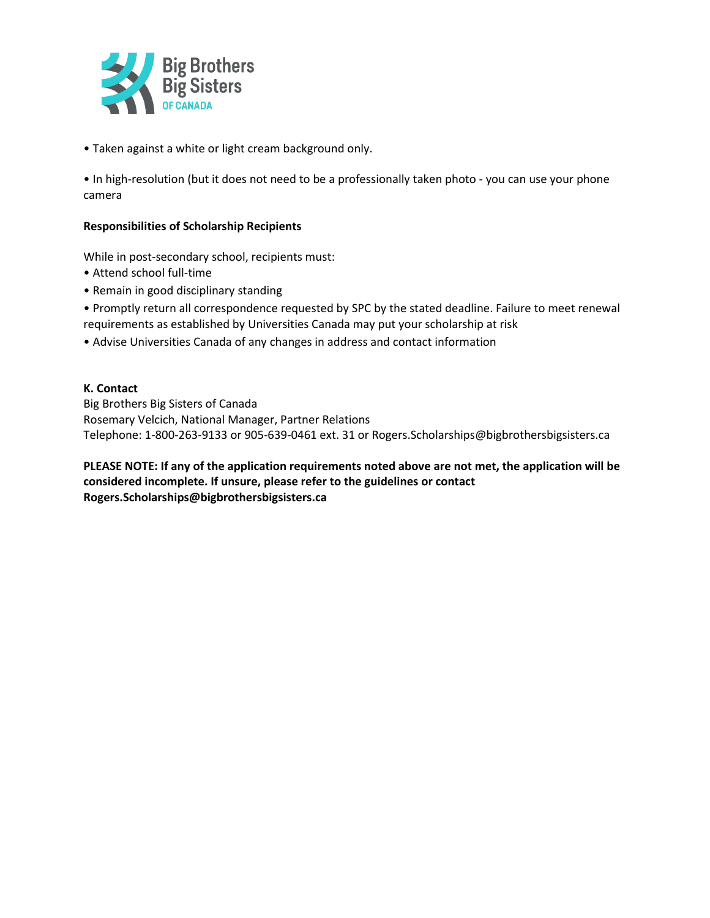• Taken against a white or light cream background only.

• In high-resolution (but it does not need to be a professionally taken photo - you can use your phone camera

**Responsibilities of Scholarship Recipients**

While in post-secondary school, recipients must:

- Attend school full-time
- Remain in good disciplinary standing
- Promptly return all correspondence requested by SPC by the stated deadline. Failure to meet renewal requirements as established by Universities Canada may put your scholarship at risk
- Advise Universities Canada of any changes in address and contact information

**K. Contact**

Big Brothers Big Sisters of Canada
Rosemary Velcich, National Manager, Partner Relations
Telephone: 1-800-263-9133 or 905-639-0461 ext. 31 or Rogers.Scholarships@bigbrothersbigsisters.ca

**PLEASE NOTE: If any of the application requirements noted above are not met, the application will be considered incomplete. If unsure, please refer to the guidelines or contact Rogers.Scholarships@bigbrothersbigsisters.ca**